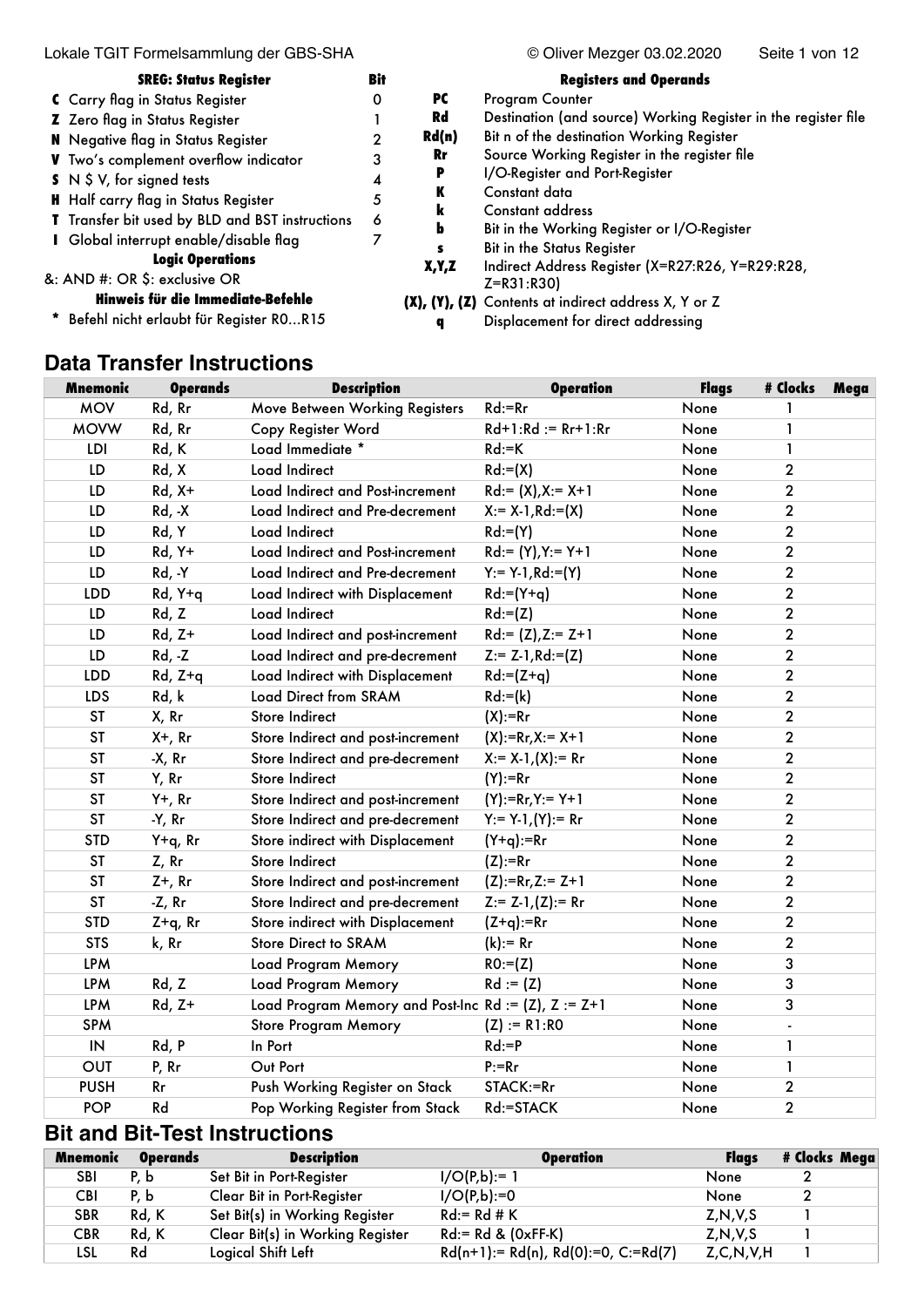| SREG: Status Register | | Bit |
|---|---|---|
| **C** | Carry flag in Status Register | 0 |
| **Z** | Zero flag in Status Register | 1 |
| **N** | Negative flag in Status Register | 2 |
| **V** | Two's complement overflow indicator | 3 |
| **S** | N $ V, for signed tests | 4 |
| **H** | Half carry flag in Status Register | 5 |
| **T** | Transfer bit used by BLD and BST instructions | 6 |
| **I** | Global interrupt enable/disable flag | 7 |

**Logic Operations**

&: AND #: OR $: exclusive OR

**Hinweis für die Immediate-Befehle**

\* Befehl nicht erlaubt für Register R0...R15

| Registers and Operands | |
|---|---|
| **PC** | Program Counter |
| **Rd** | Destination (and source) Working Register in the register file |
| **Rd(n)** | Bit n of the destination Working Register |
| **Rr** | Source Working Register in the register file |
| **P** | I/O-Register and Port-Register |
| **K** | Constant data |
| **k** | Constant address |
| **b** | Bit in the Working Register or I/O-Register |
| **s** | Bit in the Status Register |
| **X,Y,Z** | Indirect Address Register (X=R27:R26, Y=R29:R28, Z=R31:R30) |
| **(X), (Y), (Z)** | Contents at indirect address X, Y or Z |
| **q** | Displacement for direct addressing |

## Data Transfer Instructions

| Mnemonic | Operands | Description | Operation | Flags | # Clocks | Mega |
|---|---|---|---|---|---|---|
| MOV | Rd, Rr | Move Between Working Registers | Rd:=Rr | None | 1 | |
| MOVW | Rd, Rr | Copy Register Word | Rd+1:Rd := Rr+1:Rr | None | 1 | |
| LDI | Rd, K | Load Immediate * | Rd:=K | None | 1 | |
| LD | Rd, X | Load Indirect | Rd:=(X) | None | 2 | |
| LD | Rd, X+ | Load Indirect and Post-increment | Rd:= (X),X:= X+1 | None | 2 | |
| LD | Rd, -X | Load Indirect and Pre-decrement | X:= X-1,Rd:=(X) | None | 2 | |
| LD | Rd, Y | Load Indirect | Rd:=(Y) | None | 2 | |
| LD | Rd, Y+ | Load Indirect and Post-increment | Rd:= (Y),Y:= Y+1 | None | 2 | |
| LD | Rd, -Y | Load Indirect and Pre-decrement | Y:= Y-1,Rd:=(Y) | None | 2 | |
| LDD | Rd, Y+q | Load Indirect with Displacement | Rd:=(Y+q) | None | 2 | |
| LD | Rd, Z | Load Indirect | Rd:=(Z) | None | 2 | |
| LD | Rd, Z+ | Load Indirect and post-increment | Rd:= (Z),Z:= Z+1 | None | 2 | |
| LD | Rd, -Z | Load Indirect and pre-decrement | Z:= Z-1,Rd:=(Z) | None | 2 | |
| LDD | Rd, Z+q | Load Indirect with Displacement | Rd:=(Z+q) | None | 2 | |
| LDS | Rd, k | Load Direct from SRAM | Rd:=(k) | None | 2 | |
| ST | X, Rr | Store Indirect | (X):=Rr | None | 2 | |
| ST | X+, Rr | Store Indirect and post-increment | (X):=Rr,X:= X+1 | None | 2 | |
| ST | -X, Rr | Store Indirect and pre-decrement | X:= X-1,(X):= Rr | None | 2 | |
| ST | Y, Rr | Store Indirect | (Y):=Rr | None | 2 | |
| ST | Y+, Rr | Store Indirect and post-increment | (Y):=Rr,Y:= Y+1 | None | 2 | |
| ST | -Y, Rr | Store Indirect and pre-decrement | Y:= Y-1,(Y):= Rr | None | 2 | |
| STD | Y+q, Rr | Store indirect with Displacement | (Y+q):=Rr | None | 2 | |
| ST | Z, Rr | Store Indirect | (Z):=Rr | None | 2 | |
| ST | Z+, Rr | Store Indirect and post-increment | (Z):=Rr,Z:= Z+1 | None | 2 | |
| ST | -Z, Rr | Store Indirect and pre-decrement | Z:= Z-1,(Z):= Rr | None | 2 | |
| STD | Z+q, Rr | Store indirect with Displacement | (Z+q):=Rr | None | 2 | |
| STS | k, Rr | Store Direct to SRAM | (k):= Rr | None | 2 | |
| LPM | | Load Program Memory | R0:=(Z) | None | 3 | |
| LPM | Rd, Z | Load Program Memory | Rd := (Z) | None | 3 | |
| LPM | Rd, Z+ | Load Program Memory and Post-Inc | Rd := (Z), Z := Z+1 | None | 3 | |
| SPM | | Store Program Memory | (Z) := R1:R0 | None | - | |
| IN | Rd, P | In Port | Rd:=P | None | 1 | |
| OUT | P, Rr | Out Port | P:=Rr | None | 1 | |
| PUSH | Rr | Push Working Register on Stack | STACK:=Rr | None | 2 | |
| POP | Rd | Pop Working Register from Stack | Rd:=STACK | None | 2 | |

## Bit and Bit-Test Instructions

| Mnemonic | Operands | Description | Operation | Flags | # Clocks | Mega |
|---|---|---|---|---|---|---|
| SBI | P, b | Set Bit in Port-Register | I/O(P,b):= 1 | None | 2 | |
| CBI | P, b | Clear Bit in Port-Register | I/O(P,b):=0 | None | 2 | |
| SBR | Rd, K | Set Bit(s) in Working Register | Rd:= Rd # K | Z,N,V,S | 1 | |
| CBR | Rd, K | Clear Bit(s) in Working Register | Rd:= Rd & (0xFF-K) | Z,N,V,S | 1 | |
| LSL | Rd | Logical Shift Left | Rd(n+1):= Rd(n), Rd(0):=0, C:=Rd(7) | Z,C,N,V,H | 1 | |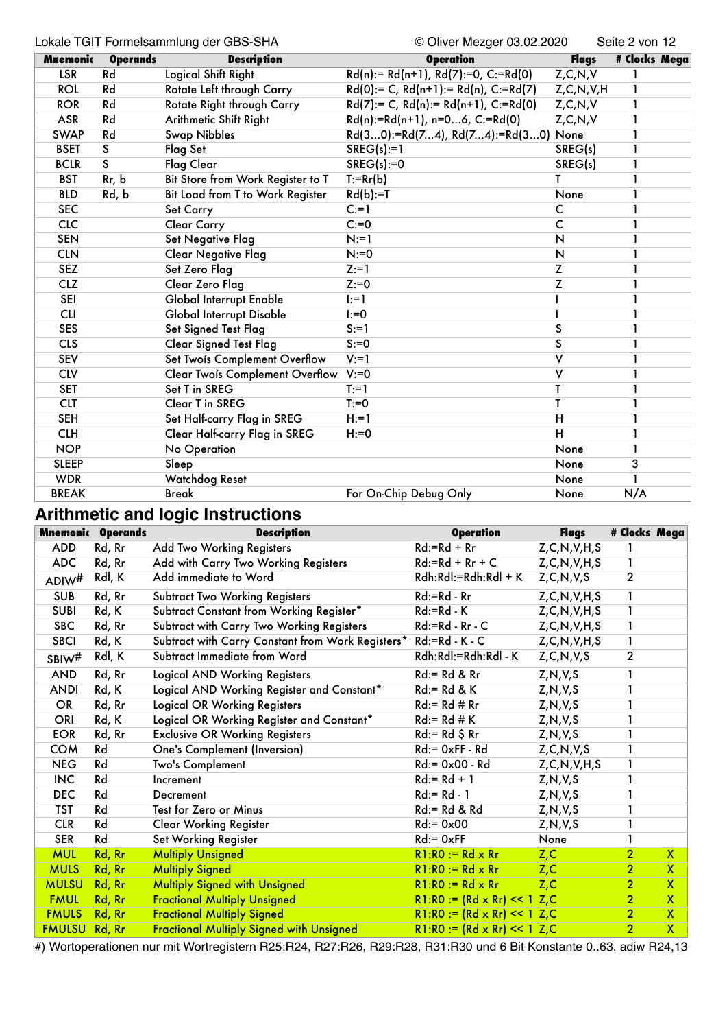| Mnemonic | Operands | Description | Operation | Flags | # Clocks | Mega |
|---|---|---|---|---|---|---|
| LSR | Rd | Logical Shift Right | Rd(n):= Rd(n+1), Rd(7):=0, C:=Rd(0) | Z,C,N,V | 1 | |
| ROL | Rd | Rotate Left through Carry | Rd(0):= C, Rd(n+1):= Rd(n), C:=Rd(7) | Z,C,N,V,H | 1 | |
| ROR | Rd | Rotate Right through Carry | Rd(7):= C, Rd(n):= Rd(n+1), C:=Rd(0) | Z,C,N,V | 1 | |
| ASR | Rd | Arithmetic Shift Right | Rd(n):=Rd(n+1), n=0...6, C:=Rd(0) | Z,C,N,V | 1 | |
| SWAP | Rd | Swap Nibbles | Rd(3...0):=Rd(7...4), Rd(7...4):=Rd(3...0) | None | 1 | |
| BSET | S | Flag Set | SREG(s):=1 | SREG(s) | 1 | |
| BCLR | S | Flag Clear | SREG(s):=0 | SREG(s) | 1 | |
| BST | Rr, b | Bit Store from Work Register to T | T:=Rr(b) | T | 1 | |
| BLD | Rd, b | Bit Load from T to Work Register | Rd(b):=T | None | 1 | |
| SEC | | Set Carry | C:=1 | C | 1 | |
| CLC | | Clear Carry | C:=0 | C | 1 | |
| SEN | | Set Negative Flag | N:=1 | N | 1 | |
| CLN | | Clear Negative Flag | N:=0 | N | 1 | |
| SEZ | | Set Zero Flag | Z:=1 | Z | 1 | |
| CLZ | | Clear Zero Flag | Z:=0 | Z | 1 | |
| SEI | | Global Interrupt Enable | I:=1 | I | 1 | |
| CLI | | Global Interrupt Disable | I:=0 | I | 1 | |
| SES | | Set Signed Test Flag | S:=1 | S | 1 | |
| CLS | | Clear Signed Test Flag | S:=0 | S | 1 | |
| SEV | | Set Twoís Complement Overflow | V:=1 | V | 1 | |
| CLV | | Clear Twoís Complement Overflow | V:=0 | V | 1 | |
| SET | | Set T in SREG | T:=1 | T | 1 | |
| CLT | | Clear T in SREG | T:=0 | T | 1 | |
| SEH | | Set Half-carry Flag in SREG | H:=1 | H | 1 | |
| CLH | | Clear Half-carry Flag in SREG | H:=0 | H | 1 | |
| NOP | | No Operation | | None | 1 | |
| SLEEP | | Sleep | | None | 3 | |
| WDR | | Watchdog Reset | | None | 1 | |
| BREAK | | Break | For On-Chip Debug Only | None | N/A | |

## Arithmetic and logic Instructions

| Mnemonic | Operands | Description | Operation | Flags | # Clocks | Mega |
|---|---|---|---|---|---|---|
| ADD | Rd, Rr | Add Two Working Registers | Rd:=Rd + Rr | Z,C,N,V,H,S | 1 | |
| ADC | Rd, Rr | Add with Carry Two Working Registers | Rd:=Rd + Rr + C | Z,C,N,V,H,S | 1 | |
| ADIW# | Rdl, K | Add immediate to Word | Rdh:Rdl:=Rdh:Rdl + K | Z,C,N,V,S | 2 | |
| SUB | Rd, Rr | Subtract Two Working Registers | Rd:=Rd - Rr | Z,C,N,V,H,S | 1 | |
| SUBI | Rd, K | Subtract Constant from Working Register* | Rd:=Rd - K | Z,C,N,V,H,S | 1 | |
| SBC | Rd, Rr | Subtract with Carry Two Working Registers | Rd:=Rd - Rr - C | Z,C,N,V,H,S | 1 | |
| SBCI | Rd, K | Subtract with Carry Constant from Work Registers* | Rd:=Rd - K - C | Z,C,N,V,H,S | 1 | |
| SBIW# | Rdl, K | Subtract Immediate from Word | Rdh:Rdl:=Rdh:Rdl - K | Z,C,N,V,S | 2 | |
| AND | Rd, Rr | Logical AND Working Registers | Rd:= Rd & Rr | Z,N,V,S | 1 | |
| ANDI | Rd, K | Logical AND Working Register and Constant* | Rd:= Rd & K | Z,N,V,S | 1 | |
| OR | Rd, Rr | Logical OR Working Registers | Rd:= Rd # Rr | Z,N,V,S | 1 | |
| ORI | Rd, K | Logical OR Working Register and Constant* | Rd:= Rd # K | Z,N,V,S | 1 | |
| EOR | Rd, Rr | Exclusive OR Working Registers | Rd:= Rd $ Rr | Z,N,V,S | 1 | |
| COM | Rd | One's Complement (Inversion) | Rd:= 0xFF - Rd | Z,C,N,V,S | 1 | |
| NEG | Rd | Two's Complement | Rd:= 0x00 - Rd | Z,C,N,V,H,S | 1 | |
| INC | Rd | Increment | Rd:= Rd + 1 | Z,N,V,S | 1 | |
| DEC | Rd | Decrement | Rd:= Rd - 1 | Z,N,V,S | 1 | |
| TST | Rd | Test for Zero or Minus | Rd:= Rd & Rd | Z,N,V,S | 1 | |
| CLR | Rd | Clear Working Register | Rd:= 0x00 | Z,N,V,S | 1 | |
| SER | Rd | Set Working Register | Rd:= 0xFF | None | 1 | |
| MUL | Rd, Rr | Multiply Unsigned | R1:R0 := Rd x Rr | Z,C | 2 | X |
| MULS | Rd, Rr | Multiply Signed | R1:R0 := Rd x Rr | Z,C | 2 | X |
| MULSU | Rd, Rr | Multiply Signed with Unsigned | R1:R0 := Rd x Rr | Z,C | 2 | X |
| FMUL | Rd, Rr | Fractional Multiply Unsigned | R1:R0 := (Rd x Rr) << 1 | Z,C | 2 | X |
| FMULS | Rd, Rr | Fractional Multiply Signed | R1:R0 := (Rd x Rr) << 1 | Z,C | 2 | X |
| FMULSU | Rd, Rr | Fractional Multiply Signed with Unsigned | R1:R0 := (Rd x Rr) << 1 | Z,C | 2 | X |

#) Wortoperationen nur mit Wortregistern R25:R24, R27:R26, R29:R28, R31:R30 und 6 Bit Konstante 0..63. adiw R24,13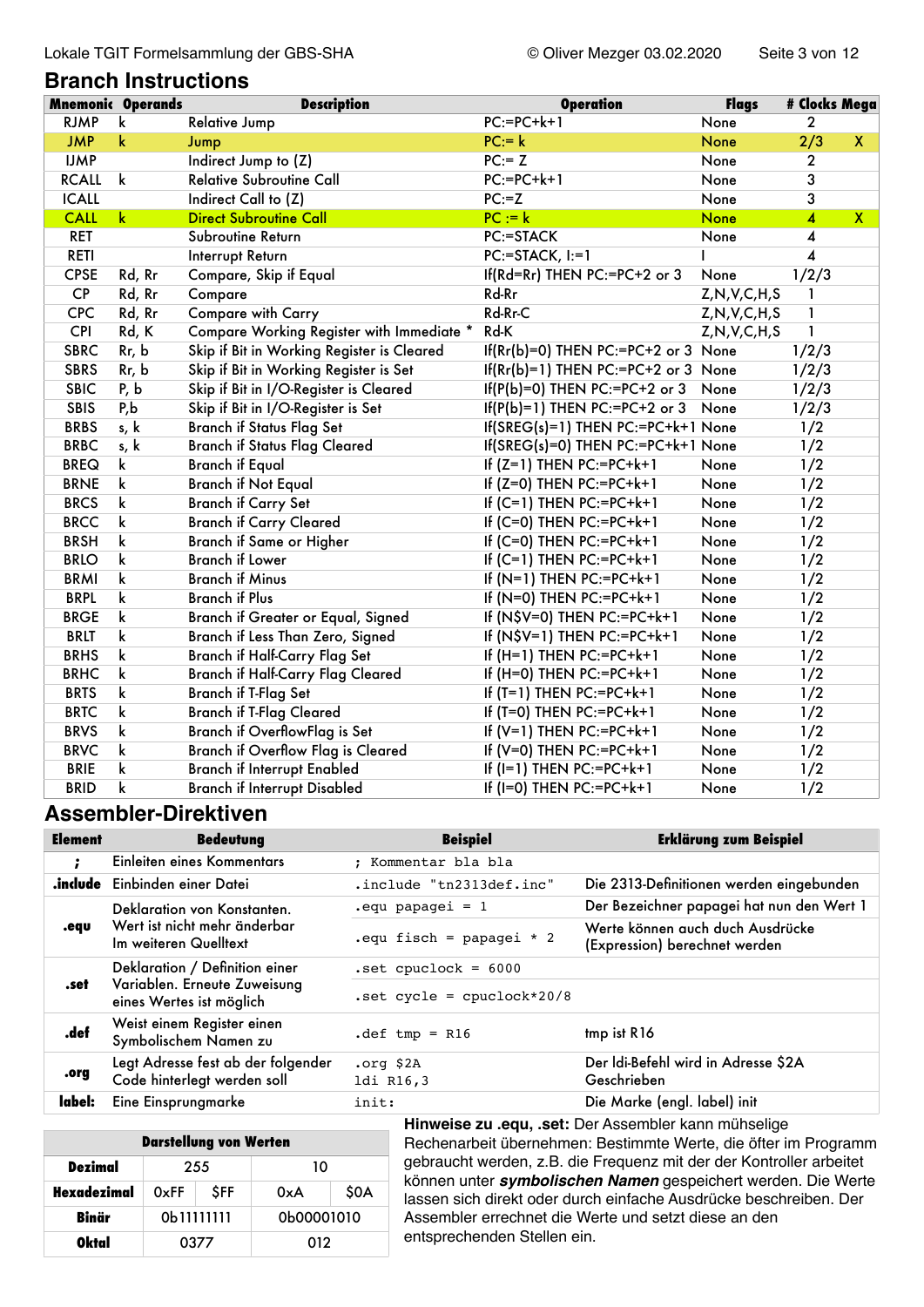## Branch Instructions

| Mnemonic | Operands | Description | Operation | Flags | # Clocks | Mega |
|---|---|---|---|---|---|---|
| RJMP | k | Relative Jump | PC:=PC+k+1 | None | 2 | |
| JMP | k | Jump | PC:= k | None | 2/3 | X |
| IJMP | | Indirect Jump to (Z) | PC:= Z | None | 2 | |
| RCALL | k | Relative Subroutine Call | PC:=PC+k+1 | None | 3 | |
| ICALL | | Indirect Call to (Z) | PC:=Z | None | 3 | |
| CALL | k | Direct Subroutine Call | PC := k | None | 4 | X |
| RET | | Subroutine Return | PC:=STACK | None | 4 | |
| RETI | | Interrupt Return | PC:=STACK, I:=1 | I | 4 | |
| CPSE | Rd, Rr | Compare, Skip if Equal | If(Rd=Rr) THEN PC:=PC+2 or 3 | None | 1/2/3 | |
| CP | Rd, Rr | Compare | Rd-Rr | Z,N,V,C,H,S | 1 | |
| CPC | Rd, Rr | Compare with Carry | Rd-Rr-C | Z,N,V,C,H,S | 1 | |
| CPI | Rd, K | Compare Working Register with Immediate * | Rd-K | Z,N,V,C,H,S | 1 | |
| SBRC | Rr, b | Skip if Bit in Working Register is Cleared | If(Rr(b)=0) THEN PC:=PC+2 or 3 | None | 1/2/3 | |
| SBRS | Rr, b | Skip if Bit in Working Register is Set | If(Rr(b)=1) THEN PC:=PC+2 or 3 | None | 1/2/3 | |
| SBIC | P, b | Skip if Bit in I/O-Register is Cleared | If(P(b)=0) THEN PC:=PC+2 or 3 | None | 1/2/3 | |
| SBIS | P,b | Skip if Bit in I/O-Register is Set | If(P(b)=1) THEN PC:=PC+2 or 3 | None | 1/2/3 | |
| BRBS | s, k | Branch if Status Flag Set | If(SREG(s)=1) THEN PC:=PC+k+1 | None | 1/2 | |
| BRBC | s, k | Branch if Status Flag Cleared | If(SREG(s)=0) THEN PC:=PC+k+1 | None | 1/2 | |
| BREQ | k | Branch if Equal | If (Z=1) THEN PC:=PC+k+1 | None | 1/2 | |
| BRNE | k | Branch if Not Equal | If (Z=0) THEN PC:=PC+k+1 | None | 1/2 | |
| BRCS | k | Branch if Carry Set | If (C=1) THEN PC:=PC+k+1 | None | 1/2 | |
| BRCC | k | Branch if Carry Cleared | If (C=0) THEN PC:=PC+k+1 | None | 1/2 | |
| BRSH | k | Branch if Same or Higher | If (C=0) THEN PC:=PC+k+1 | None | 1/2 | |
| BRLO | k | Branch if Lower | If (C=1) THEN PC:=PC+k+1 | None | 1/2 | |
| BRMI | k | Branch if Minus | If (N=1) THEN PC:=PC+k+1 | None | 1/2 | |
| BRPL | k | Branch if Plus | If (N=0) THEN PC:=PC+k+1 | None | 1/2 | |
| BRGE | k | Branch if Greater or Equal, Signed | If (N$V=0) THEN PC:=PC+k+1 | None | 1/2 | |
| BRLT | k | Branch if Less Than Zero, Signed | If (N$V=1) THEN PC:=PC+k+1 | None | 1/2 | |
| BRHS | k | Branch if Half-Carry Flag Set | If (H=1) THEN PC:=PC+k+1 | None | 1/2 | |
| BRHC | k | Branch if Half-Carry Flag Cleared | If (H=0) THEN PC:=PC+k+1 | None | 1/2 | |
| BRTS | k | Branch if T-Flag Set | If (T=1) THEN PC:=PC+k+1 | None | 1/2 | |
| BRTC | k | Branch if T-Flag Cleared | If (T=0) THEN PC:=PC+k+1 | None | 1/2 | |
| BRVS | k | Branch if OverflowFlag is Set | If (V=1) THEN PC:=PC+k+1 | None | 1/2 | |
| BRVC | k | Branch if Overflow Flag is Cleared | If (V=0) THEN PC:=PC+k+1 | None | 1/2 | |
| BRIE | k | Branch if Interrupt Enabled | If (I=1) THEN PC:=PC+k+1 | None | 1/2 | |
| BRID | k | Branch if Interrupt Disabled | If (I=0) THEN PC:=PC+k+1 | None | 1/2 | |

## Assembler-Direktiven

| Element | Bedeutung | Beispiel | Erklärung zum Beispiel |
|---|---|---|---|
| ; | Einleiten eines Kommentars | `; Kommentar bla bla` | |
| .include | Einbinden einer Datei | `.include "tn2313def.inc"` | Die 2313-Definitionen werden eingebunden |
| .equ | Deklaration von Konstanten. Wert ist nicht mehr änderbar Im weiteren Quelltext | `.equ papagei = 1` | Der Bezeichner papagei hat nun den Wert 1 |
| | | `.equ fisch = papagei * 2` | Werte können auch duch Ausdrücke (Expression) berechnet werden |
| .set | Deklaration / Definition einer Variablen. Erneute Zuweisung eines Wertes ist möglich | `.set cpuclock = 6000` | |
| | | `.set cycle = cpuclock*20/8` | |
| .def | Weist einem Register einen Symbolischem Namen zu | `.def tmp = R16` | tmp ist R16 |
| .org | Legt Adresse fest ab der folgender Code hinterlegt werden soll | `.org $2A` `ldi R16,3` | Der ldi-Befehl wird in Adresse $2A Geschrieben |
| label: | Eine Einsprungmarke | `init:` | Die Marke (engl. label) init |

| Darstellung von Werten | | | | |
|---|---|---|---|---|
| **Dezimal** | 255 | | 10 | |
| **Hexadezimal** | 0xFF | $FF | 0xA | $0A |
| **Binär** | 0b11111111 | | 0b00001010 | |
| **Oktal** | 0377 | | 012 | |

**Hinweise zu .equ, .set:** Der Assembler kann mühselige Rechenarbeit übernehmen: Bestimmte Werte, die öfter im Programm gebraucht werden, z.B. die Frequenz mit der der Kontroller arbeitet können unter ***symbolischen Namen*** gespeichert werden. Die Werte lassen sich direkt oder durch einfache Ausdrücke beschreiben. Der Assembler errechnet die Werte und setzt diese an den entsprechenden Stellen ein.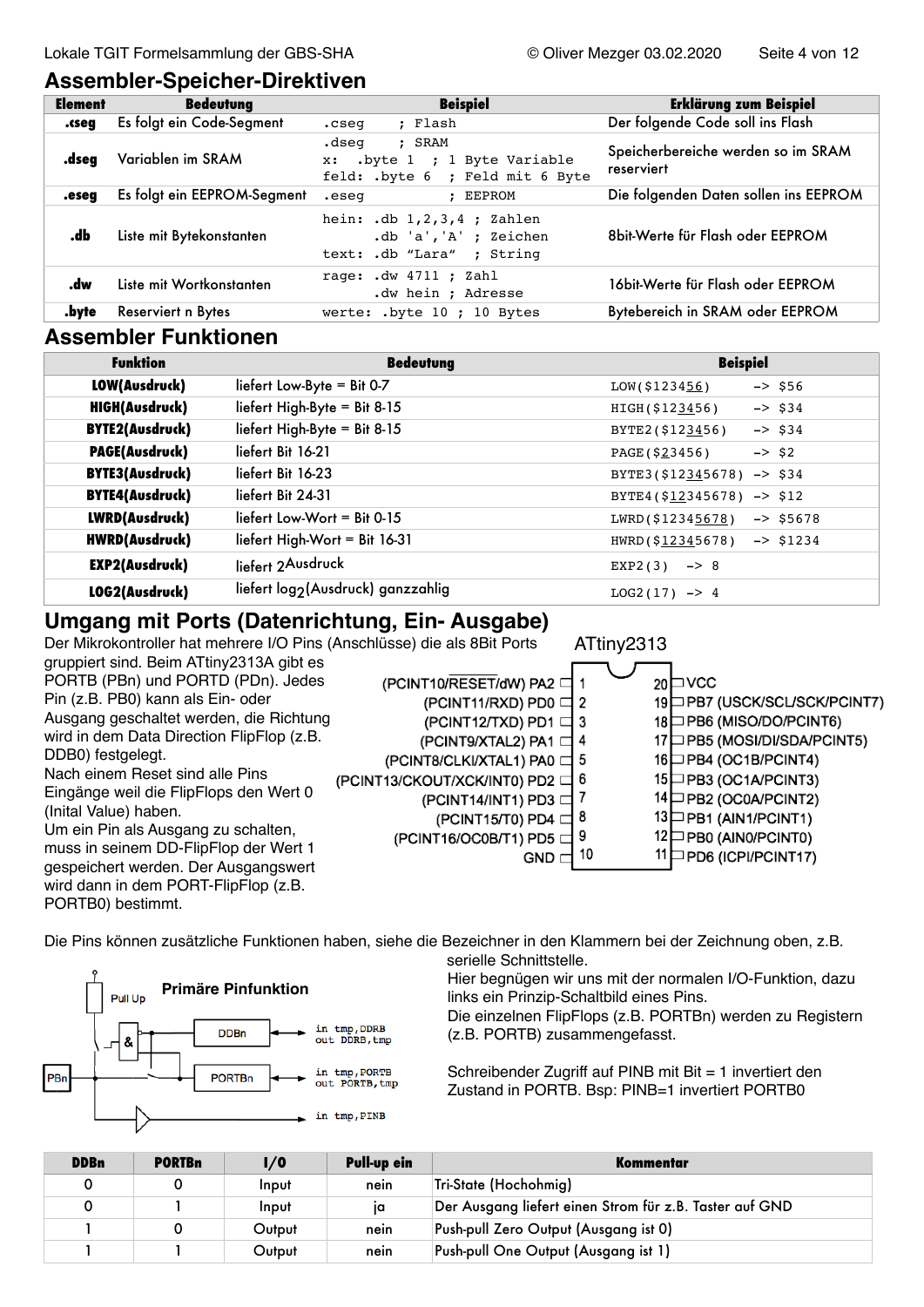## Assembler-Speicher-Direktiven

| Element | Bedeutung | Beispiel | Erklärung zum Beispiel |
|---|---|---|---|
| .cseg | Es folgt ein Code-Segment | `.cseg ; Flash` | Der folgende Code soll ins Flash |
| .dseg | Variablen im SRAM | `.dseg ; SRAM`<br>`x: .byte 1 ; 1 Byte Variable`<br>`feld: .byte 6 ; Feld mit 6 Byte` | Speicherbereiche werden so im SRAM reserviert |
| .eseg | Es folgt ein EEPROM-Segment | `.eseg ; EEPROM` | Die folgenden Daten sollen ins EEPROM |
| .db | Liste mit Bytekonstanten | `hein: .db 1,2,3,4 ; Zahlen`<br>`.db 'a','A' ; Zeichen`<br>`text: .db "Lara" ; String` | 8bit-Werte für Flash oder EEPROM |
| .dw | Liste mit Wortkonstanten | `rage: .dw 4711 ; Zahl`<br>`.dw hein ; Adresse` | 16bit-Werte für Flash oder EEPROM |
| .byte | Reserviert n Bytes | `werte: .byte 10 ; 10 Bytes` | Bytebereich in SRAM oder EEPROM |

## Assembler Funktionen

| Funktion | Bedeutung | Beispiel |
|---|---|---|
| LOW(Ausdruck) | liefert Low-Byte = Bit 0-7 | `LOW($123456) -> $56` |
| HIGH(Ausdruck) | liefert High-Byte = Bit 8-15 | `HIGH($123456) -> $34` |
| BYTE2(Ausdruck) | liefert High-Byte = Bit 8-15 | `BYTE2($123456) -> $34` |
| PAGE(Ausdruck) | liefert Bit 16-21 | `PAGE($23456) -> $2` |
| BYTE3(Ausdruck) | liefert Bit 16-23 | `BYTE3($12345678) -> $34` |
| BYTE4(Ausdruck) | liefert Bit 24-31 | `BYTE4($12345678) -> $12` |
| LWRD(Ausdruck) | liefert Low-Wort = Bit 0-15 | `LWRD($12345678) -> $5678` |
| HWRD(Ausdruck) | liefert High-Wort = Bit 16-31 | `HWRD($12345678) -> $1234` |
| EXP2(Ausdruck) | liefert $2^{Ausdruck}$ | `EXP2(3) -> 8` |
| LOG2(Ausdruck) | liefert $\log_2$(Ausdruck) ganzzahlig | `LOG2(17) -> 4` |

## Umgang mit Ports (Datenrichtung, Ein- Ausgabe)

Der Mikrokontroller hat mehrere I/O Pins (Anschlüsse) die als 8Bit Ports gruppiert sind. Beim ATtiny2313A gibt es PORTB (PBn) und PORTD (PDn). Jedes Pin (z.B. PB0) kann als Ein- oder Ausgang geschaltet werden, die Richtung wird in dem Data Direction FlipFlop (z.B. DDB0) festgelegt.
Nach einem Reset sind alle Pins Eingänge weil die FlipFlops den Wert 0 (Inital Value) haben.
Um ein Pin als Ausgang zu schalten, muss in seinem DD-FlipFlop der Wert 1 gespeichert werden. Der Ausgangswert wird dann in dem PORT-FlipFlop (z.B. PORTB0) bestimmt.

ATtiny2313

| Funktion | Pin | Pin | Funktion |
|---|---|---|---|
| (PCINT10/RESET/dW) PA2 | 1 | 20 | VCC |
| (PCINT11/RXD) PD0 | 2 | 19 | PB7 (USCK/SCL/SCK/PCINT7) |
| (PCINT12/TXD) PD1 | 3 | 18 | PB6 (MISO/DO/PCINT6) |
| (PCINT9/XTAL2) PA1 | 4 | 17 | PB5 (MOSI/DI/SDA/PCINT5) |
| (PCINT8/CLKI/XTAL1) PA0 | 5 | 16 | PB4 (OC1B/PCINT4) |
| (PCINT13/CKOUT/XCK/INT0) PD2 | 6 | 15 | PB3 (OC1A/PCINT3) |
| (PCINT14/INT1) PD3 | 7 | 14 | PB2 (OC0A/PCINT2) |
| (PCINT15/T0) PD4 | 8 | 13 | PB1 (AIN1/PCINT1) |
| (PCINT16/OC0B/T1) PD5 | 9 | 12 | PB0 (AIN0/PCINT0) |
| GND | 10 | 11 | PD6 (ICPI/PCINT17) |

Die Pins können zusätzliche Funktionen haben, siehe die Bezeichner in den Klammern bei der Zeichnung oben, z.B. serielle Schnittstelle.

Primäre Pinfunktion: Pull Up, &, DDBn (`in tmp,DDRB` / `out DDRB,tmp`), PBn, PORTBn (`in tmp,PORTB` / `out PORTB,tmp`), `in tmp,PINB`

Hier begnügen wir uns mit der normalen I/O-Funktion, dazu links ein Prinzip-Schaltbild eines Pins.
Die einzelnen FlipFlops (z.B. PORTBn) werden zu Registern (z.B. PORTB) zusammengefasst.

Schreibender Zugriff auf PINB mit Bit = 1 invertiert den Zustand in PORTB. Bsp: PINB=1 invertiert PORTB0

| DDBn | PORTBn | I/O | Pull-up ein | Kommentar |
|---|---|---|---|---|
| 0 | 0 | Input | nein | Tri-State (Hochohmig) |
| 0 | 1 | Input | ja | Der Ausgang liefert einen Strom für z.B. Taster auf GND |
| 1 | 0 | Output | nein | Push-pull Zero Output (Ausgang ist 0) |
| 1 | 1 | Output | nein | Push-pull One Output (Ausgang ist 1) |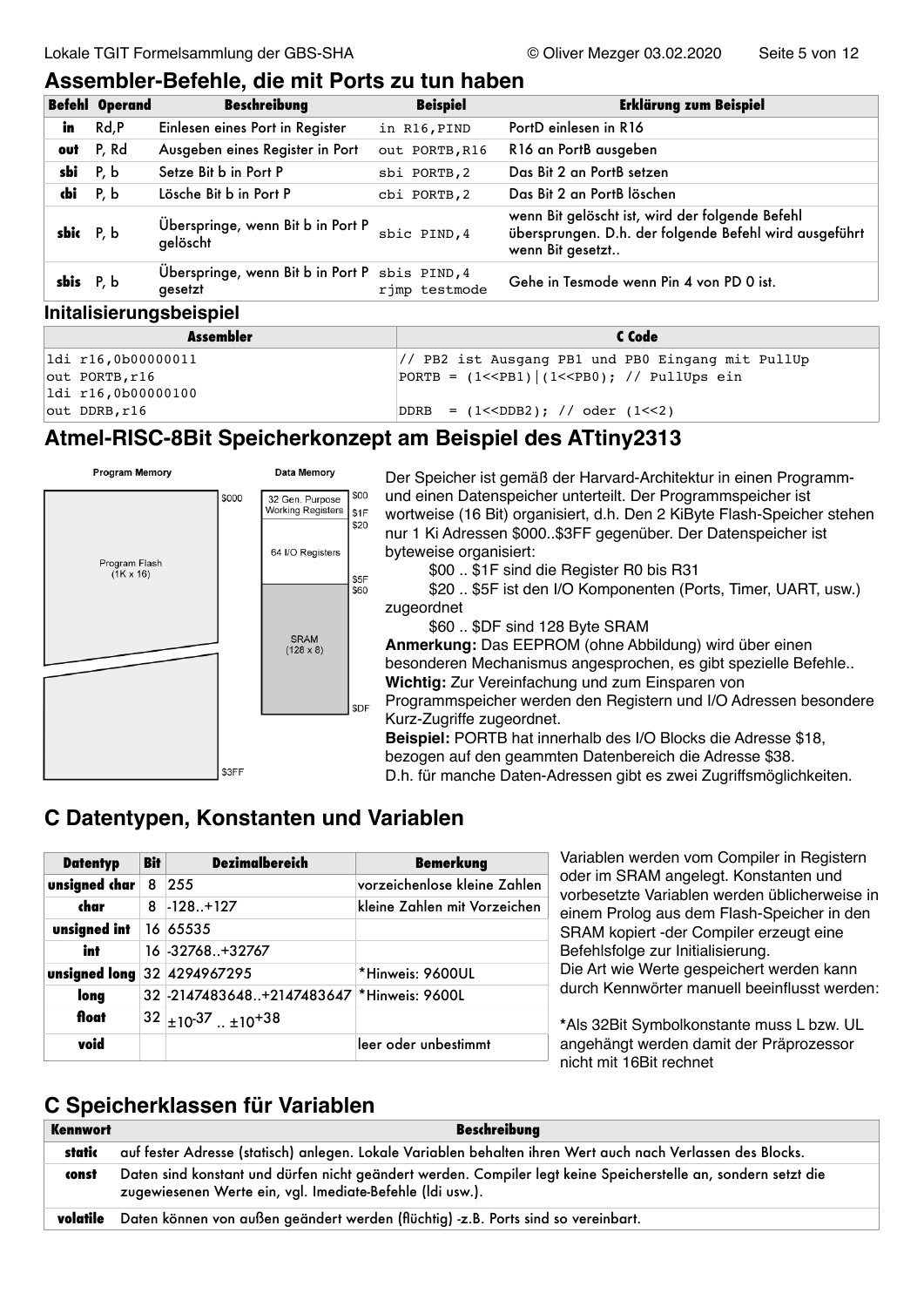## Assembler-Befehle, die mit Ports zu tun haben

| Befehl | Operand | Beschreibung | Beispiel | Erklärung zum Beispiel |
|---|---|---|---|---|
| **in** | Rd,P | Einlesen eines Port in Register | `in R16,PIND` | PortD einlesen in R16 |
| **out** | P, Rd | Ausgeben eines Register in Port | `out PORTB,R16` | R16 an PortB ausgeben |
| **sbi** | P, b | Setze Bit b in Port P | `sbi PORTB,2` | Das Bit 2 an PortB setzen |
| **cbi** | P, b | Lösche Bit b in Port P | `cbi PORTB,2` | Das Bit 2 an PortB löschen |
| **sbic** | P, b | Überspringe, wenn Bit b in Port P gelöscht | `sbic PIND,4` | wenn Bit gelöscht ist, wird der folgende Befehl übersprungen. D.h. der folgende Befehl wird ausgeführt wenn Bit gesetzt.. |
| **sbis** | P, b | Überspringe, wenn Bit b in Port P gesetzt | `sbis PIND,4` `rjmp testmode` | Gehe in Tesmode wenn Pin 4 von PD 0 ist. |

### Initalisierungsbeispiel

| Assembler | C Code |
|---|---|
| `ldi r16,0b00000011` | `// PB2 ist Ausgang PB1 und PB0 Eingang mit PullUp` |
| `out PORTB,r16` | `PORTB = (1<<PB1)\|(1<<PB0); // PullUps ein` |
| `ldi r16,0b00000100` | |
| `out DDRB,r16` | `DDRB  = (1<<DDB2); // oder (1<<2)` |

## Atmel-RISC-8Bit Speicherkonzept am Beispiel des ATtiny2313

Program Memory: $000 – Program Flash (1K x 16) – $3FF

Data Memory: $00 – 32 Gen. Purpose Working Registers – $1F; $20 – 64 I/O Registers – $5F; $60 – SRAM (128 x 8) – $DF

Der Speicher ist gemäß der Harvard-Architektur in einen Programm- und einen Datenspeicher unterteilt. Der Programmspeicher ist wortweise (16 Bit) organisiert, d.h. Den 2 KiByte Flash-Speicher stehen nur 1 Ki Adressen $000..$3FF gegenüber. Der Datenspeicher ist byteweise organisiert:

- $00 .. $1F sind die Register R0 bis R31
- $20 .. $5F ist den I/O Komponenten (Ports, Timer, UART, usw.) zugeordnet
- $60 .. $DF sind 128 Byte SRAM

**Anmerkung:** Das EEPROM (ohne Abbildung) wird über einen besonderen Mechanismus angesprochen, es gibt spezielle Befehle..
**Wichtig:** Zur Vereinfachung und zum Einsparen von Programmspeicher werden den Registern und I/O Adressen besondere Kurz-Zugriffe zugeordnet.
**Beispiel:** PORTB hat innerhalb des I/O Blocks die Adresse $18, bezogen auf den geammten Datenbereich die Adresse $38.
D.h. für manche Daten-Adressen gibt es zwei Zugriffsmöglichkeiten.

## C Datentypen, Konstanten und Variablen

| Datentyp | Bit | Dezimalbereich | Bemerkung |
|---|---|---|---|
| **unsigned char** | 8 | 255 | vorzeichenlose kleine Zahlen |
| **char** | 8 | -128..+127 | kleine Zahlen mit Vorzeichen |
| **unsigned int** | 16 | 65535 | |
| **int** | 16 | -32768..+32767 | |
| **unsigned long** | 32 | 4294967295 | *Hinweis: 9600UL |
| **long** | 32 | -2147483648..+2147483647 | *Hinweis: 9600L |
| **float** | 32 | $\pm 10^{-37}$ .. $\pm 10^{+38}$ | |
| **void** | | | leer oder unbestimmt |

Variablen werden vom Compiler in Registern oder im SRAM angelegt. Konstanten und vorbesetzte Variablen werden üblicherweise in einem Prolog aus dem Flash-Speicher in den SRAM kopiert -der Compiler erzeugt eine Befehlsfolge zur Initialisierung.
Die Art wie Werte gespeichert werden kann durch Kennwörter manuell beeinflusst werden:

*Als 32Bit Symbolkonstante muss L bzw. UL angehängt werden damit der Präprozessor nicht mit 16Bit rechnet

## C Speicherklassen für Variablen

| Kennwort | Beschreibung |
|---|---|
| **static** | auf fester Adresse (statisch) anlegen. Lokale Variablen behalten ihren Wert auch nach Verlassen des Blocks. |
| **const** | Daten sind konstant und dürfen nicht geändert werden. Compiler legt keine Speicherstelle an, sondern setzt die zugewiesenen Werte ein, vgl. Imediate-Befehle (ldi usw.). |
| **volatile** | Daten können von außen geändert werden (flüchtig) -z.B. Ports sind so vereinbart. |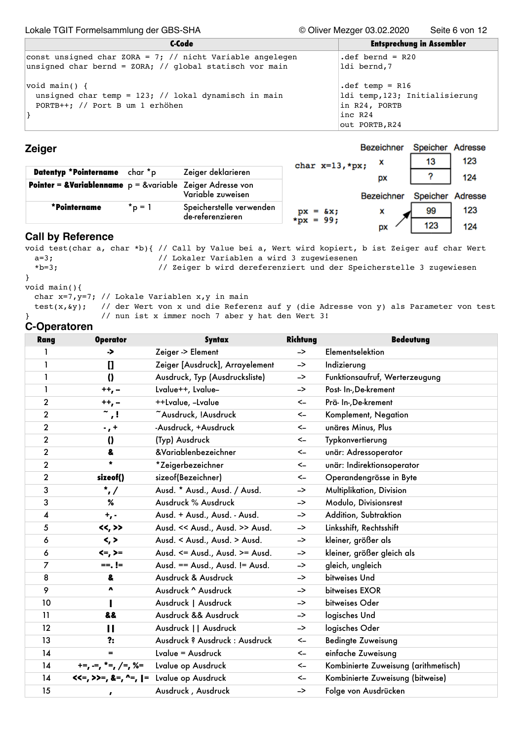| C-Code | Entsprechung in Assembler |
|---|---|
| `const unsigned char ZORA = 7; // nicht Variable angelegen`<br>`unsigned char bernd = ZORA; // global statisch vor main` | `.def bernd = R20`<br>`ldi bernd,7` |
| `void main() {`<br>`  unsigned char temp = 123; // lokal dynamisch in main`<br>`  PORTB++; // Port B um 1 erhöhen`<br>`}` | `.def temp = R16`<br>`ldi temp,123; Initialisierung`<br>`in R24, PORTB`<br>`inc R24`<br>`out PORTB,R24` |

## Zeiger

| Datentyp *Pointername | char *p | Zeiger deklarieren |
|---|---|---|
| Pointer = &Variablenname | p = &variable | Zeiger Adresse von Variable zuweisen |
| *Pointername | *p = 1 | Speicherstelle verwenden de-referenzieren |

`char x=13,*px;`

| Bezeichner | Speicher | Adresse |
|---|---|---|
| x | 13 | 123 |
| px | ? | 124 |

```
 px = &x;
*px = 99;
```

| Bezeichner | Speicher | Adresse |
|---|---|---|
| x | 99 | 123 |
| px | 123 | 124 |

## Call by Reference

```
void test(char a, char *b){ // Call by Value bei a, Wert wird kopiert, b ist Zeiger auf char Wert
  a=3;                      // Lokaler Variablen a wird 3 zugewiesenen
  *b=3;                     // Zeiger b wird dereferenziert und der Speicherstelle 3 zugewiesen
}
void main(){
  char x=7,y=7; // Lokale Variablen x,y in main
  test(x,&y);   // der Wert von x und die Referenz auf y (die Adresse von y) als Parameter von test
}               // nun ist x immer noch 7 aber y hat den Wert 3!
```

## C-Operatoren

| Rang | Operator | Syntax | Richtung | Bedeutung |
|---|---|---|---|---|
| 1 | -> | Zeiger -> Element | –> | Elementselektion |
| 1 | [] | Zeiger [Ausdruck], Arrayelement | –> | Indizierung |
| 1 | () | Ausdruck, Typ (Ausdrucksliste) | –> | Funktionsaufruf, Werterzeugung |
| 1 | ++, – | Lvalue++, Lvalue– | –> | Post- In-,De-krement |
| 2 | ++, – | ++Lvalue, –Lvalue | <– | Prä- In-,De-krement |
| 2 | ~ , ! | ~Ausdruck, !Ausdruck | <– | Komplement, Negation |
| 2 | - , + | -Ausdruck, +Ausdruck | <– | unäres Minus, Plus |
| 2 | () | (Typ) Ausdruck | <– | Typkonvertierung |
| 2 | & | &Variablenbezeichner | <– | unär: Adressoperator |
| 2 | * | *Zeigerbezeichner | <– | unär: Indirektionsoperator |
| 2 | sizeof() | sizeof(Bezeichner) | <– | Operandengrösse in Byte |
| 3 | *, / | Ausd. * Ausd., Ausd. / Ausd. | –> | Multiplikation, Division |
| 3 | % | Ausdruck % Ausdruck | –> | Modulo, Divisionsrest |
| 4 | +, - | Ausd. + Ausd., Ausd. - Ausd. | –> | Addition, Subtraktion |
| 5 | <<, >> | Ausd. << Ausd., Ausd. >> Ausd. | –> | Linksshift, Rechtsshift |
| 6 | <, > | Ausd. < Ausd., Ausd. > Ausd. | –> | kleiner, größer als |
| 6 | <=, >= | Ausd. <= Ausd., Ausd. >= Ausd. | –> | kleiner, größer gleich als |
| 7 | ==. != | Ausd. == Ausd., Ausd. != Ausd. | –> | gleich, ungleich |
| 8 | & | Ausdruck & Ausdruck | –> | bitweises Und |
| 9 | ^ | Ausdruck ^ Ausdruck | –> | bitweises EXOR |
| 10 | \| | Ausdruck \| Ausdruck | –> | bitweises Oder |
| 11 | && | Ausdruck && Ausdruck | –> | logisches Und |
| 12 | \|\| | Ausdruck \|\| Ausdruck | –> | logisches Oder |
| 13 | ?: | Ausdruck ? Ausdruck : Ausdruck | <– | Bedingte Zuweisung |
| 14 | = | Lvalue = Ausdruck | <– | einfache Zuweisung |
| 14 | +=, -=, *=, /=, %= | Lvalue op Ausdruck | <– | Kombinierte Zuweisung (arithmetisch) |
| 14 | <<=, >>=, &=, ^=, \|= | Lvalue op Ausdruck | <– | Kombinierte Zuweisung (bitweise) |
| 15 | , | Ausdruck , Ausdruck | –> | Folge von Ausdrücken |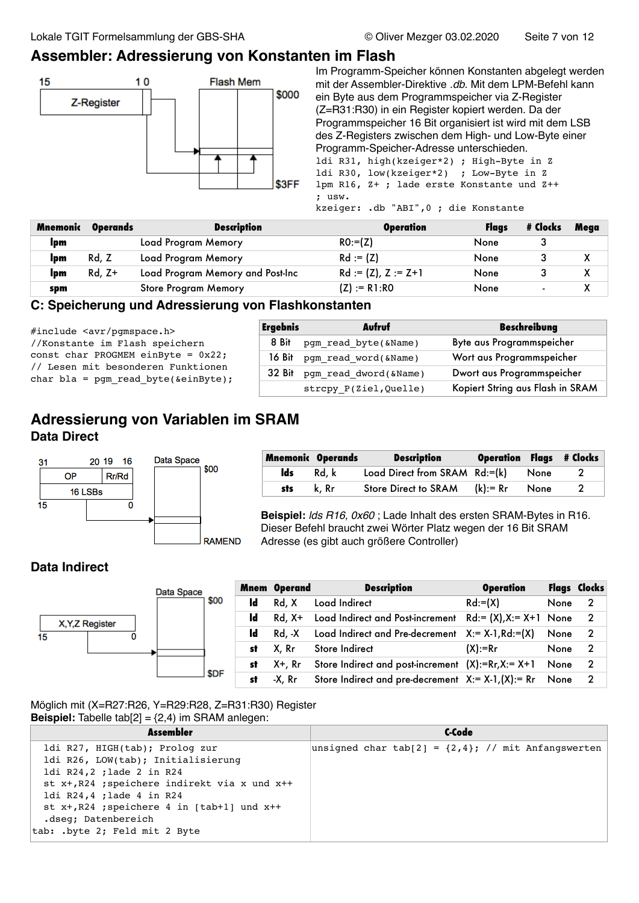# Assembler: Adressierung von Konstanten im Flash

Im Programm-Speicher können Konstanten abgelegt werden mit der Assembler-Direktive *.db*. Mit dem LPM-Befehl kann ein Byte aus dem Programmspeicher via Z-Register (Z=R31:R30) in ein Register kopiert werden. Da der Programmspeicher 16 Bit organisiert ist wird mit dem LSB des Z-Registers zwischen dem High- und Low-Byte einer Programm-Speicher-Adresse unterschieden.

```
ldi R31, high(kzeiger*2) ; High-Byte in Z
ldi R30, low(kzeiger*2)  ; Low-Byte in Z
lpm R16, Z+ ; lade erste Konstante und Z++
; usw.
kzeiger: .db "ABI",0 ; die Konstante
```

| Mnemonic | Operands | Description | Operation | Flags | # Clocks | Mega |
|---|---|---|---|---|---|---|
| lpm | | Load Program Memory | R0:=(Z) | None | 3 | |
| lpm | Rd, Z | Load Program Memory | Rd := (Z) | None | 3 | X |
| lpm | Rd, Z+ | Load Program Memory and Post-Inc | Rd := (Z), Z := Z+1 | None | 3 | X |
| spm | | Store Program Memory | (Z) := R1:R0 | None | - | X |

## C: Speicherung und Adressierung von Flashkonstanten

```
#include <avr/pgmspace.h>
//Konstante im Flash speichern
const char PROGMEM einByte = 0x22;
// Lesen mit besonderen Funktionen
char bla = pgm_read_byte(&einByte);
```

| Ergebnis | Aufruf | Beschreibung |
|---|---|---|
| 8 Bit | pgm_read_byte(&Name) | Byte aus Programmspeicher |
| 16 Bit | pgm_read_word(&Name) | Wort aus Programmspeicher |
| 32 Bit | pgm_read_dword(&Name) | Dwort aus Programmspeicher |
| | strcpy_P(Ziel,Quelle) | Kopiert String aus Flash in SRAM |

# Adressierung von Variablen im SRAM

## Data Direct

| Mnemonic | Operands | Description | Operation | Flags | # Clocks |
|---|---|---|---|---|---|
| lds | Rd, k | Load Direct from SRAM | Rd:=(k) | None | 2 |
| sts | k, Rr | Store Direct to SRAM | (k):= Rr | None | 2 |

**Beispiel:** *lds R16, 0x60* ; Lade Inhalt des ersten SRAM-Bytes in R16. Dieser Befehl braucht zwei Wörter Platz wegen der 16 Bit SRAM Adresse (es gibt auch größere Controller)

## Data Indirect

| Mnem | Operand | Description | Operation | Flags | Clocks |
|---|---|---|---|---|---|
| ld | Rd, X | Load Indirect | Rd:=(X) | None | 2 |
| ld | Rd, X+ | Load Indirect and Post-increment | Rd:= (X),X:= X+1 | None | 2 |
| ld | Rd, -X | Load Indirect and Pre-decrement | X:= X-1,Rd:=(X) | None | 2 |
| st | X, Rr | Store Indirect | (X):=Rr | None | 2 |
| st | X+, Rr | Store Indirect and post-increment | (X):=Rr,X:= X+1 | None | 2 |
| st | -X, Rr | Store Indirect and pre-decrement | X:= X-1,(X):= Rr | None | 2 |

Möglich mit (X=R27:R26, Y=R29:R28, Z=R31:R30) Register

**Beispiel:** Tabelle tab[2] = {2,4} im SRAM anlegen:

| Assembler | C-Code |
|---|---|
| `ldi R27, HIGH(tab); Prolog zur`<br>`ldi R26, LOW(tab); Initialisierung`<br>`ldi R24,2 ;lade 2 in R24`<br>`st x+,R24 ;speichere indirekt via x und x++`<br>`ldi R24,4 ;lade 4 in R24`<br>`st x+,R24 ;speichere 4 in [tab+1] und x++`<br>`.dseg; Datenbereich`<br>`tab: .byte 2; Feld mit 2 Byte` | `unsigned char tab[2] = {2,4}; // mit Anfangswerten` |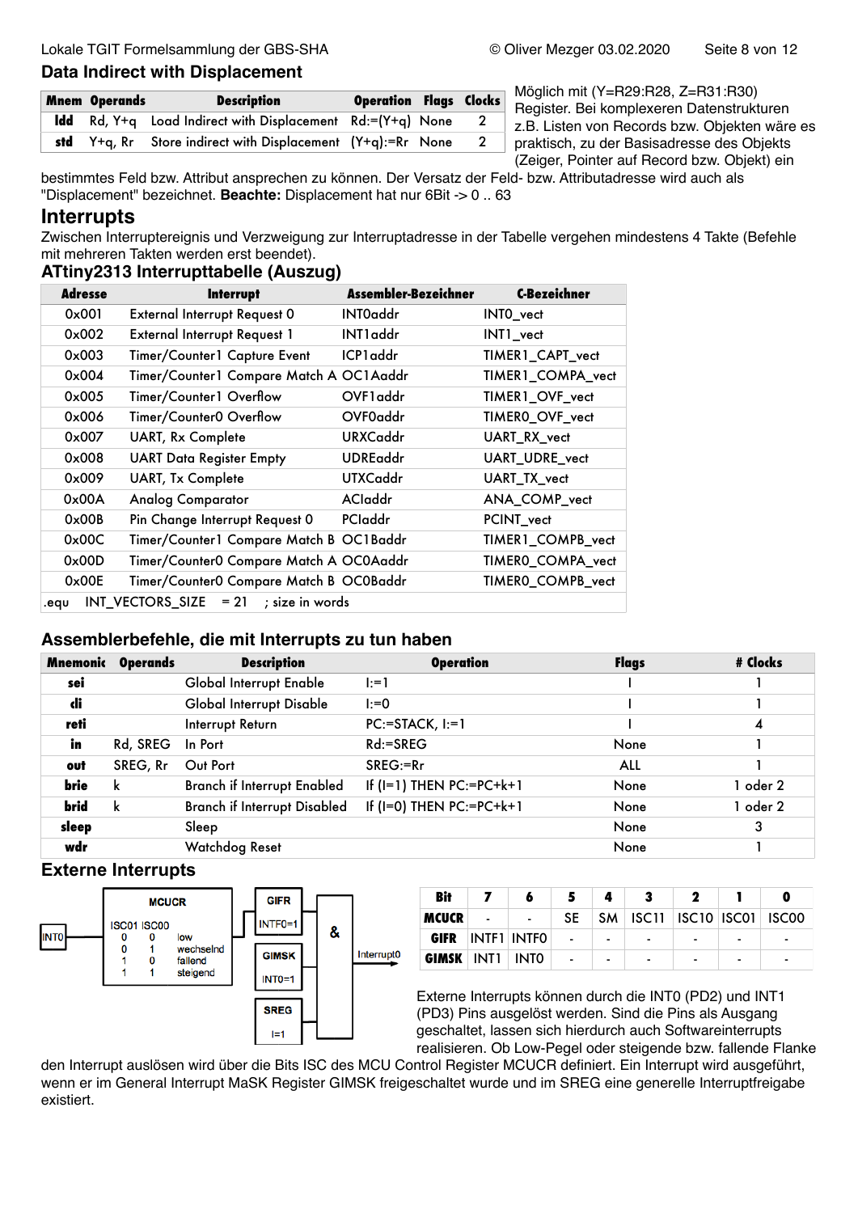## Data Indirect with Displacement

| Mnem | Operands | Description | Operation | Flags | Clocks |
|---|---|---|---|---|---|
| ldd | Rd, Y+q | Load Indirect with Displacement | Rd:=(Y+q) | None | 2 |
| std | Y+q, Rr | Store indirect with Displacement | (Y+q):=Rr | None | 2 |

Möglich mit (Y=R29:R28, Z=R31:R30) Register. Bei komplexeren Datenstrukturen z.B. Listen von Records bzw. Objekten wäre es praktisch, zu der Basisadresse des Objekts (Zeiger, Pointer auf Record bzw. Objekt) ein bestimmtes Feld bzw. Attribut ansprechen zu können. Der Versatz der Feld- bzw. Attributadresse wird auch als "Displacement" bezeichnet. **Beachte:** Displacement hat nur 6Bit -> 0 .. 63

## Interrupts

Zwischen Interruptereignis und Verzweigung zur Interruptadresse in der Tabelle vergehen mindestens 4 Takte (Befehle mit mehreren Takten werden erst beendet).

### ATtiny2313 Interrupttabelle (Auszug)

| Adresse | Interrupt | Assembler-Bezeichner | C-Bezeichner |
|---|---|---|---|
| 0x001 | External Interrupt Request 0 | INT0addr | INT0_vect |
| 0x002 | External Interrupt Request 1 | INT1addr | INT1_vect |
| 0x003 | Timer/Counter1 Capture Event | ICP1addr | TIMER1_CAPT_vect |
| 0x004 | Timer/Counter1 Compare Match A | OC1Aaddr | TIMER1_COMPA_vect |
| 0x005 | Timer/Counter1 Overflow | OVF1addr | TIMER1_OVF_vect |
| 0x006 | Timer/Counter0 Overflow | OVF0addr | TIMER0_OVF_vect |
| 0x007 | UART, Rx Complete | URXCaddr | UART_RX_vect |
| 0x008 | UART Data Register Empty | UDREaddr | UART_UDRE_vect |
| 0x009 | UART, Tx Complete | UTXCaddr | UART_TX_vect |
| 0x00A | Analog Comparator | ACIaddr | ANA_COMP_vect |
| 0x00B | Pin Change Interrupt Request 0 | PCIaddr | PCINT_vect |
| 0x00C | Timer/Counter1 Compare Match B | OC1Baddr | TIMER1_COMPB_vect |
| 0x00D | Timer/Counter0 Compare Match A | OC0Aaddr | TIMER0_COMPA_vect |
| 0x00E | Timer/Counter0 Compare Match B | OC0Baddr | TIMER0_COMPB_vect |
| .equ INT_VECTORS_SIZE = 21 ; size in words | | | |

### Assemblerbefehle, die mit Interrupts zu tun haben

| Mnemonic | Operands | Description | Operation | Flags | # Clocks |
|---|---|---|---|---|---|
| sei | | Global Interrupt Enable | I:=1 | I | 1 |
| cli | | Global Interrupt Disable | I:=0 | I | 1 |
| reti | | Interrupt Return | PC:=STACK, I:=1 | I | 4 |
| in | Rd, SREG | In Port | Rd:=SREG | None | 1 |
| out | SREG, Rr | Out Port | SREG:=Rr | ALL | 1 |
| brie | k | Branch if Interrupt Enabled | If (I=1) THEN PC:=PC+k+1 | None | 1 oder 2 |
| brid | k | Branch if Interrupt Disabled | If (I=0) THEN PC:=PC+k+1 | None | 1 oder 2 |
| sleep | | Sleep | | None | 3 |
| wdr | | Watchdog Reset | | None | 1 |

### Externe Interrupts

INT0 → MCUCR:

| ISC01 | ISC00 | |
|---|---|---|
| 0 | 0 | low |
| 0 | 1 | wechselnd |
| 1 | 0 | fallend |
| 1 | 1 | steigend |

→ GIFR: INTF0=1; GIMSK: INT0=1; SREG: I=1 → & → Interrupt0

| Bit | 7 | 6 | 5 | 4 | 3 | 2 | 1 | 0 |
|---|---|---|---|---|---|---|---|---|
| MCUCR | - | - | SE | SM | ISC11 | ISC10 | ISC01 | ISC00 |
| GIFR | INTF1 | INTF0 | - | - | - | - | - | - |
| GIMSK | INT1 | INT0 | - | - | - | - | - | - |

Externe Interrupts können durch die INT0 (PD2) und INT1 (PD3) Pins ausgelöst werden. Sind die Pins als Ausgang geschaltet, lassen sich hierdurch auch Softwareinterrupts realisieren. Ob Low-Pegel oder steigende bzw. fallende Flanke den Interrupt auslösen wird über die Bits ISC des MCU Control Register MCUCR definiert. Ein Interrupt wird ausgeführt, wenn er im General Interrupt MaSK Register GIMSK freigeschaltet wurde und im SREG eine generelle Interruptfreigabe existiert.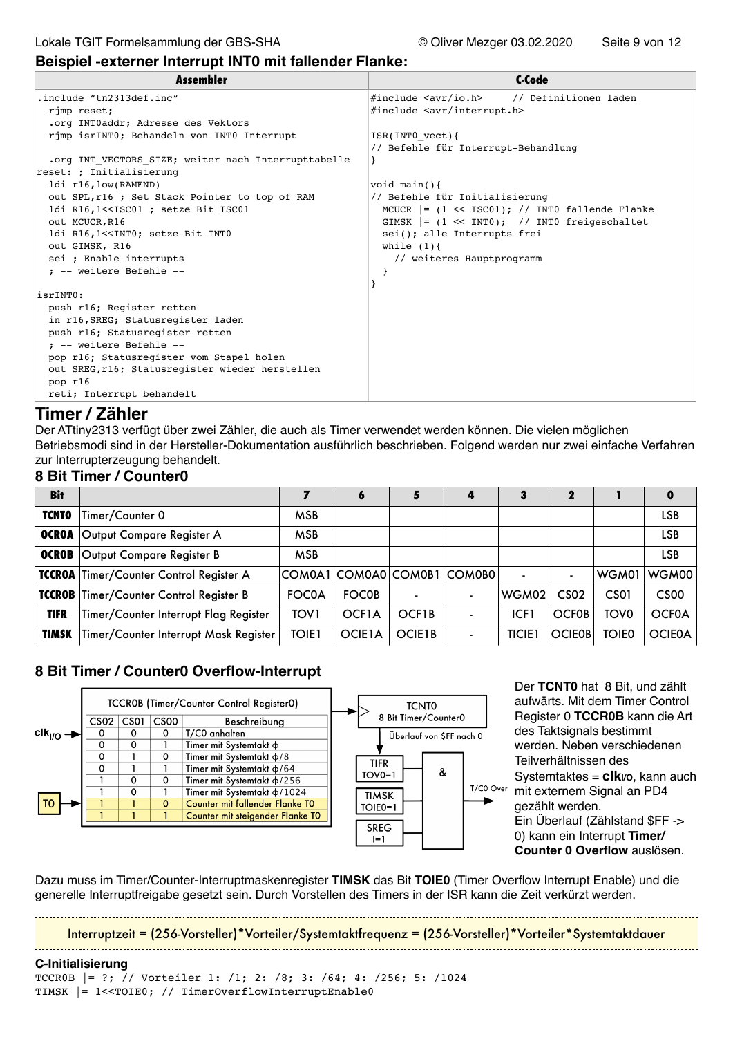**Beispiel -externer Interrupt INT0 mit fallender Flanke:**

| Assembler | C-Code |
|---|---|
| <pre>.include "tn2313def.inc"<br>  rjmp reset;<br>  .org INT0addr; Adresse des Vektors<br>  rjmp isrINT0; Behandeln von INT0 Interrupt<br><br>  .org INT_VECTORS_SIZE; weiter nach Interrupttabelle<br>reset: ; Initialisierung<br>  ldi r16,low(RAMEND)<br>  out SPL,r16 ; Set Stack Pointer to top of RAM<br>  ldi R16,1<<ISC01 ; setze Bit ISC01<br>  out MCUCR,R16<br>  ldi R16,1<<INT0; setze Bit INT0<br>  out GIMSK, R16<br>  sei ; Enable interrupts<br>  ; -- weitere Befehle --<br><br>isrINT0:<br>  push r16; Register retten<br>  in r16,SREG; Statusregister laden<br>  push r16; Statusregister retten<br>  ; -- weitere Befehle --<br>  pop r16; Statusregister vom Stapel holen<br>  out SREG,r16; Statusregister wieder herstellen<br>  pop r16<br>  reti; Interrupt behandelt</pre> | <pre>#include <avr/io.h>     // Definitionen laden<br>#include <avr/interrupt.h><br><br>ISR(INT0_vect){<br>// Befehle für Interrupt-Behandlung<br>}<br><br>void main(){<br>// Befehle für Initialisierung<br>  MCUCR \|= (1 << ISC01); // INT0 fallende Flanke<br>  GIMSK \|= (1 << INT0);  // INT0 freigeschaltet<br>  sei(); alle Interrupts frei<br>  while (1){<br>    // weiteres Hauptprogramm<br>  }<br>}</pre> |

## Timer / Zähler

Der ATtiny2313 verfügt über zwei Zähler, die auch als Timer verwendet werden können. Die vielen möglichen Betriebsmodi sind in der Hersteller-Dokumentation ausführlich beschrieben. Folgend werden nur zwei einfache Verfahren zur Interrupterzeugung behandelt.

### 8 Bit Timer / Counter0

| Bit | | 7 | 6 | 5 | 4 | 3 | 2 | 1 | 0 |
|---|---|---|---|---|---|---|---|---|---|
| **TCNT0** | Timer/Counter 0 | MSB | | | | | | | LSB |
| **OCR0A** | Output Compare Register A | MSB | | | | | | | LSB |
| **OCR0B** | Output Compare Register B | MSB | | | | | | | LSB |
| **TCCR0A** | Timer/Counter Control Register A | COM0A1 | COM0A0 | COM0B1 | COM0B0 | - | - | WGM01 | WGM00 |
| **TCCR0B** | Timer/Counter Control Register B | FOC0A | FOC0B | - | - | WGM02 | CS02 | CS01 | CS00 |
| **TIFR** | Timer/Counter Interrupt Flag Register | TOV1 | OCF1A | OCF1B | - | ICF1 | OCF0B | TOV0 | OCF0A |
| **TIMSK** | Timer/Counter Interrupt Mask Register | TOIE1 | OCIE1A | OCIE1B | - | TICIE1 | OCIE0B | TOIE0 | OCIE0A |

### 8 Bit Timer / Counter0 Overflow-Interrupt

TCCR0B (Timer/Counter Control Register0)

| CS02 | CS01 | CS00 | Beschreibung |
|---|---|---|---|
| 0 | 0 | 0 | T/C0 anhalten |
| 0 | 0 | 1 | Timer mit Systemtakt ϕ |
| 0 | 1 | 0 | Timer mit Systemtakt ϕ/8 |
| 0 | 1 | 1 | Timer mit Systemtakt ϕ/64 |
| 1 | 0 | 0 | Timer mit Systemtakt ϕ/256 |
| 1 | 0 | 1 | Timer mit Systemtakt ϕ/1024 |
| 1 | 1 | 0 | Counter mit fallender Flanke T0 |
| 1 | 1 | 1 | Counter mit steigender Flanke T0 |

$clk_{I/O}$ → TCCR0B; T0 → TCCR0B; TCCR0B → TCNT0 (8 Bit Timer/Counter0); Überlauf von $FF nach 0 → TIFR TOV0=1; TIFR TOV0=1, TIMSK TOIE0=1, SREG I=1 → & → T/C0 Over

Der **TCNT0** hat 8 Bit, und zählt aufwärts. Mit dem Timer Control Register 0 **TCCR0B** kann die Art des Taktsignals bestimmt werden. Neben verschiedenen Teilverhältnissen des Systemtaktes = $\mathbf{clk}_{I/O}$, kann auch mit externem Signal an PD4 gezählt werden.
Ein Überlauf (Zählstand $FF -> 0) kann ein Interrupt **Timer/ Counter 0 Overflow** auslösen.

Dazu muss im Timer/Counter-Interruptmaskenregister **TIMSK** das Bit **TOIE0** (Timer Overflow Interrupt Enable) und die generelle Interruptfreigabe gesetzt sein. Durch Vorstellen des Timers in der ISR kann die Zeit verkürzt werden.

Interruptzeit = (256-Vorsteller)*Vorteiler/Systemtaktfrequenz = (256-Vorsteller)*Vorteiler*Systemtaktdauer

**C-Initialisierung**

```
TCCR0B |= ?; // Vorteiler 1: /1; 2: /8; 3: /64; 4: /256; 5: /1024
TIMSK |= 1<<TOIE0; // TimerOverflowInterruptEnable0
```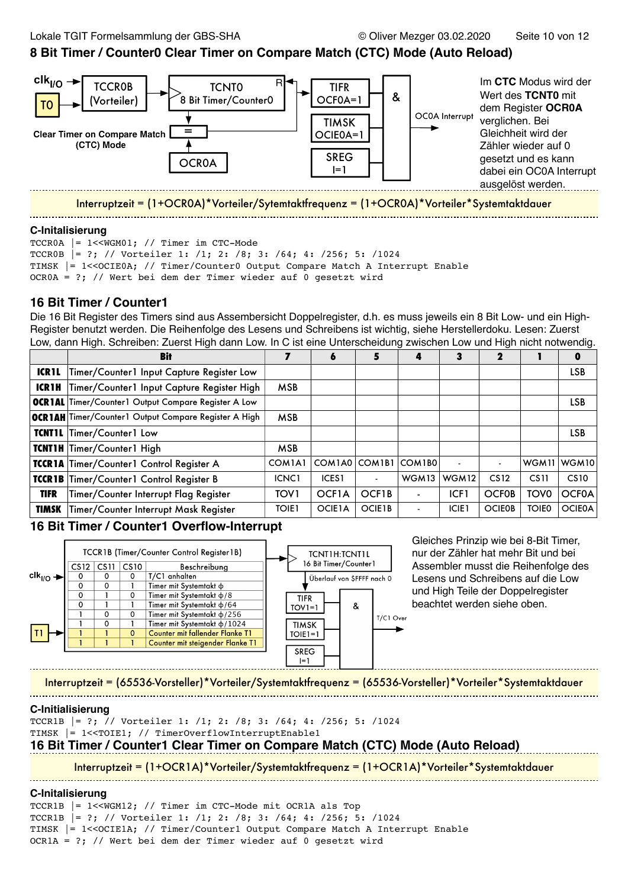## 8 Bit Timer / Counter0 Clear Timer on Compare Match (CTC) Mode (Auto Reload)

clk$_{I/O}$ → TCCR0B (Vorteiler) → TCNT0 8 Bit Timer/Counter0 → TIFR OCF0A=1; TIMSK OCIE0A=1; SREG I=1 → & → OC0A Interrupt

T0 → TCCR0B

Clear Timer on Compare Match (CTC) Mode: OCR0A → = → R (TCNT0)

Im **CTC** Modus wird der Wert des **TCNT0** mit dem Register **OCR0A** verglichen. Bei Gleichheit wird der Zähler wieder auf 0 gesetzt und es kann dabei ein OC0A Interrupt ausgelöst werden.

Interruptzeit = (1+OCR0A)*Vorteiler/Sytemtaktfrequenz = (1+OCR0A)*Vorteiler*Systemtaktdauer

### C-Initalisierung

```
TCCR0A  |= 1<<WGM01; // Timer im CTC-Mode
TCCR0B  |= ?; // Vorteiler 1: /1; 2: /8; 3: /64; 4: /256; 5: /1024
TIMSK  |= 1<<OCIE0A; // Timer/Counter0 Output Compare Match A Interrupt Enable
OCR0A = ?; // Wert bei dem der Timer wieder auf 0 gesetzt wird
```

## 16 Bit Timer / Counter1

Die 16 Bit Register des Timers sind aus Assembersicht Doppelregister, d.h. es muss jeweils ein 8 Bit Low- und ein High-Register benutzt werden. Die Reihenfolge des Lesens und Schreibens ist wichtig, siehe Herstellerdoku. Lesen: Zuerst Low, dann High. Schreiben: Zuerst High dann Low. In C ist eine Unterscheidung zwischen Low und High nicht notwendig.

| | Bit | 7 | 6 | 5 | 4 | 3 | 2 | 1 | 0 |
|---|---|---|---|---|---|---|---|---|---|
| **ICR1L** | Timer/Counter1 Input Capture Register Low | | | | | | | | LSB |
| **ICR1H** | Timer/Counter1 Input Capture Register High | MSB | | | | | | | |
| **OCR1AL** | Timer/Counter1 Output Compare Register A Low | | | | | | | | LSB |
| **OCR1AH** | Timer/Counter1 Output Compare Register A High | MSB | | | | | | | |
| **TCNT1L** | Timer/Counter1 Low | | | | | | | | LSB |
| **TCNT1H** | Timer/Counter1 High | MSB | | | | | | | |
| **TCCR1A** | Timer/Counter1 Control Register A | COM1A1 | COM1A0 | COM1B1 | COM1B0 | - | - | WGM11 | WGM10 |
| **TCCR1B** | Timer/Counter1 Control Register B | ICNC1 | ICES1 | - | WGM13 | WGM12 | CS12 | CS11 | CS10 |
| **TIFR** | Timer/Counter Interrupt Flag Register | TOV1 | OCF1A | OCF1B | - | ICF1 | OCF0B | TOV0 | OCF0A |
| **TIMSK** | Timer/Counter Interrupt Mask Register | TOIE1 | OCIE1A | OCIE1B | - | ICIE1 | OCIE0B | TOIE0 | OCIE0A |

## 16 Bit Timer / Counter1 Overflow-Interrupt

TCCR1B (Timer/Counter Control Register1B)

| CS12 | CS11 | CS10 | Beschreibung |
|---|---|---|---|
| 0 | 0 | 0 | T/C1 anhalten |
| 0 | 0 | 1 | Timer mit Systemtakt ϕ |
| 0 | 1 | 0 | Timer mit Systemtakt ϕ/8 |
| 0 | 1 | 1 | Timer mit Systemtakt ϕ/64 |
| 1 | 0 | 0 | Timer mit Systemtakt ϕ/256 |
| 1 | 0 | 1 | Timer mit Systemtakt ϕ/1024 |
| 1 | 1 | 0 | Counter mit fallender Flanke T1 |
| 1 | 1 | 1 | Counter mit steigender Flanke T1 |

clk$_{I/O}$, T1 → TCCR1B → TCNT1H:TCNT1L 16 Bit Timer/Counter1 → Überlauf von $FFFF nach 0 → TIFR TOV1=1; TIMSK TOIE1=1; SREG I=1 → & → T/C1 Over

Gleiches Prinzip wie bei 8-Bit Timer, nur der Zähler hat mehr Bit und bei Assembler musst die Reihenfolge des Lesens und Schreibens auf die Low und High Teile der Doppelregister beachtet werden siehe oben.

Interruptzeit = (65536-Vorsteller)*Vorteiler/Systemtaktfrequenz = (65536-Vorsteller)*Vorteiler*Systemtaktdauer

### C-Initialisierung

```
TCCR1B  |= ?; // Vorteiler 1: /1; 2: /8; 3: /64; 4: /256; 5: /1024
TIMSK  |= 1<<TOIE1; // TimerOverflowInterruptEnable1
```

## 16 Bit Timer / Counter1 Clear Timer on Compare Match (CTC) Mode (Auto Reload)

Interruptzeit = (1+OCR1A)*Vorteiler/Systemtaktfrequenz = (1+OCR1A)*Vorteiler*Systemtaktdauer

### C-Initalisierung

```
TCCR1B  |= 1<<WGM12; // Timer im CTC-Mode mit OCR1A als Top
TCCR1B  |= ?; // Vorteiler 1: /1; 2: /8; 3: /64; 4: /256; 5: /1024
TIMSK  |= 1<<OCIE1A; // Timer/Counter1 Output Compare Match A Interrupt Enable
OCR1A = ?; // Wert bei dem der Timer wieder auf 0 gesetzt wird
```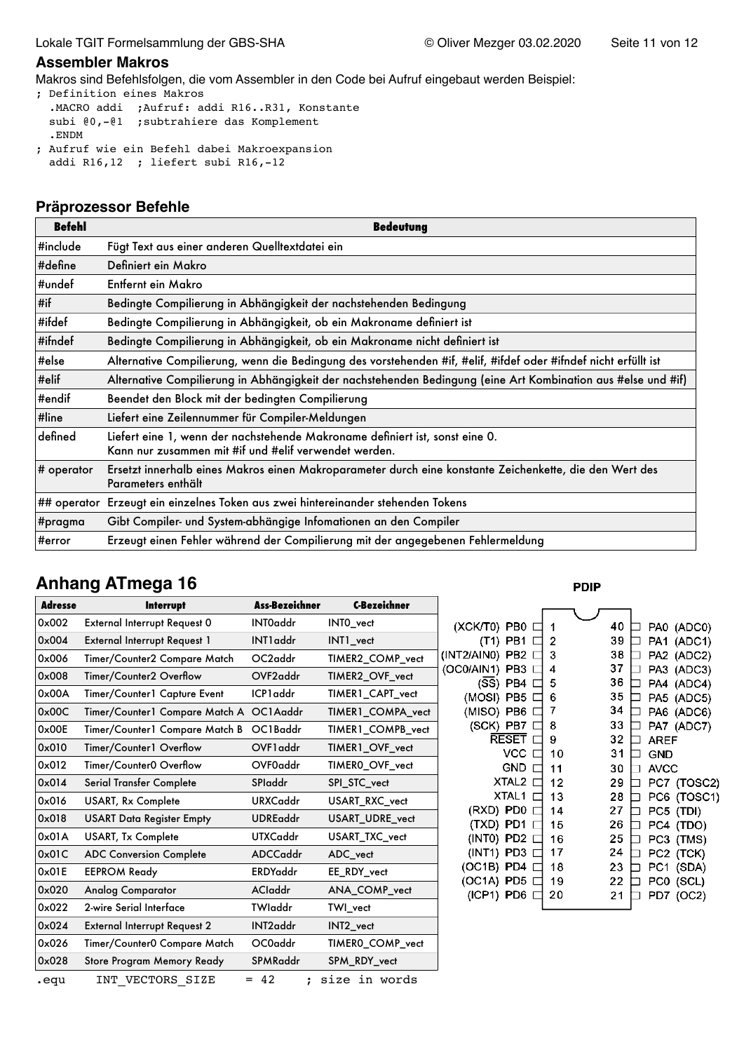## Assembler Makros

Makros sind Befehlsfolgen, die vom Assembler in den Code bei Aufruf eingebaut werden Beispiel:

```
; Definition eines Makros
  .MACRO addi  ;Aufruf: addi R16..R31, Konstante
  subi @0,-@1  ;subtrahiere das Komplement
  .ENDM
; Aufruf wie ein Befehl dabei Makroexpansion
  addi R16,12  ; liefert subi R16,-12
```

## Präprozessor Befehle

| Befehl | Bedeutung |
|---|---|
| #include | Fügt Text aus einer anderen Quelltextdatei ein |
| #define | Definiert ein Makro |
| #undef | Entfernt ein Makro |
| #if | Bedingte Compilierung in Abhängigkeit der nachstehenden Bedingung |
| #ifdef | Bedingte Compilierung in Abhängigkeit, ob ein Makroname definiert ist |
| #ifndef | Bedingte Compilierung in Abhängigkeit, ob ein Makroname nicht definiert ist |
| #else | Alternative Compilierung, wenn die Bedingung des vorstehenden #if, #elif, #ifdef oder #ifndef nicht erfüllt ist |
| #elif | Alternative Compilierung in Abhängigkeit der nachstehenden Bedingung (eine Art Kombination aus #else und #if) |
| #endif | Beendet den Block mit der bedingten Compilierung |
| #line | Liefert eine Zeilennummer für Compiler-Meldungen |
| defined | Liefert eine 1, wenn der nachstehende Makroname definiert ist, sonst eine 0. Kann nur zusammen mit #if und #elif verwendet werden. |
| # operator | Ersetzt innerhalb eines Makros einen Makroparameter durch eine konstante Zeichenkette, die den Wert des Parameters enthält |
| ## operator | Erzeugt ein einzelnes Token aus zwei hintereinander stehenden Tokens |
| #pragma | Gibt Compiler- und System-abhängige Infomationen an den Compiler |
| #error | Erzeugt einen Fehler während der Compilierung mit der angegebenen Fehlermeldung |

# Anhang ATmega 16

| Adresse | Interrupt | Ass-Bezeichner | C-Bezeichner |
|---|---|---|---|
| 0x002 | External Interrupt Request 0 | INT0addr | INT0_vect |
| 0x004 | External Interrupt Request 1 | INT1addr | INT1_vect |
| 0x006 | Timer/Counter2 Compare Match | OC2addr | TIMER2_COMP_vect |
| 0x008 | Timer/Counter2 Overflow | OVF2addr | TIMER2_OVF_vect |
| 0x00A | Timer/Counter1 Capture Event | ICP1addr | TIMER1_CAPT_vect |
| 0x00C | Timer/Counter1 Compare Match A | OC1Aaddr | TIMER1_COMPA_vect |
| 0x00E | Timer/Counter1 Compare Match B | OC1Baddr | TIMER1_COMPB_vect |
| 0x010 | Timer/Counter1 Overflow | OVF1addr | TIMER1_OVF_vect |
| 0x012 | Timer/Counter0 Overflow | OVF0addr | TIMER0_OVF_vect |
| 0x014 | Serial Transfer Complete | SPIaddr | SPI_STC_vect |
| 0x016 | USART, Rx Complete | URXCaddr | USART_RXC_vect |
| 0x018 | USART Data Register Empty | UDREaddr | USART_UDRE_vect |
| 0x01A | USART, Tx Complete | UTXCaddr | USART_TXC_vect |
| 0x01C | ADC Conversion Complete | ADCCaddr | ADC_vect |
| 0x01E | EEPROM Ready | ERDYaddr | EE_RDY_vect |
| 0x020 | Analog Comparator | ACIaddr | ANA_COMP_vect |
| 0x022 | 2-wire Serial Interface | TWIaddr | TWI_vect |
| 0x024 | External Interrupt Request 2 | INT2addr | INT2_vect |
| 0x026 | Timer/Counter0 Compare Match | OC0addr | TIMER0_COMP_vect |
| 0x028 | Store Program Memory Ready | SPMRaddr | SPM_RDY_vect |

```
.equ     INT_VECTORS_SIZE    = 42    ; size in words
```

**PDIP**

| Funktion | Pin | Nr. | Nr. | Pin | Funktion |
|---|---|---|---|---|---|
| (XCK/T0) | PB0 | 1 | 40 | PA0 | (ADC0) |
| (T1) | PB1 | 2 | 39 | PA1 | (ADC1) |
| (INT2/AIN0) | PB2 | 3 | 38 | PA2 | (ADC2) |
| (OC0/AIN1) | PB3 | 4 | 37 | PA3 | (ADC3) |
| (SS) | PB4 | 5 | 36 | PA4 | (ADC4) |
| (MOSI) | PB5 | 6 | 35 | PA5 | (ADC5) |
| (MISO) | PB6 | 7 | 34 | PA6 | (ADC6) |
| (SCK) | PB7 | 8 | 33 | PA7 | (ADC7) |
| | RESET | 9 | 32 | AREF | |
| | VCC | 10 | 31 | GND | |
| | GND | 11 | 30 | AVCC | |
| | XTAL2 | 12 | 29 | PC7 | (TOSC2) |
| | XTAL1 | 13 | 28 | PC6 | (TOSC1) |
| (RXD) | PD0 | 14 | 27 | PC5 | (TDI) |
| (TXD) | PD1 | 15 | 26 | PC4 | (TDO) |
| (INT0) | PD2 | 16 | 25 | PC3 | (TMS) |
| (INT1) | PD3 | 17 | 24 | PC2 | (TCK) |
| (OC1B) | PD4 | 18 | 23 | PC1 | (SDA) |
| (OC1A) | PD5 | 19 | 22 | PC0 | (SCL) |
| (ICP1) | PD6 | 20 | 21 | PD7 | (OC2) |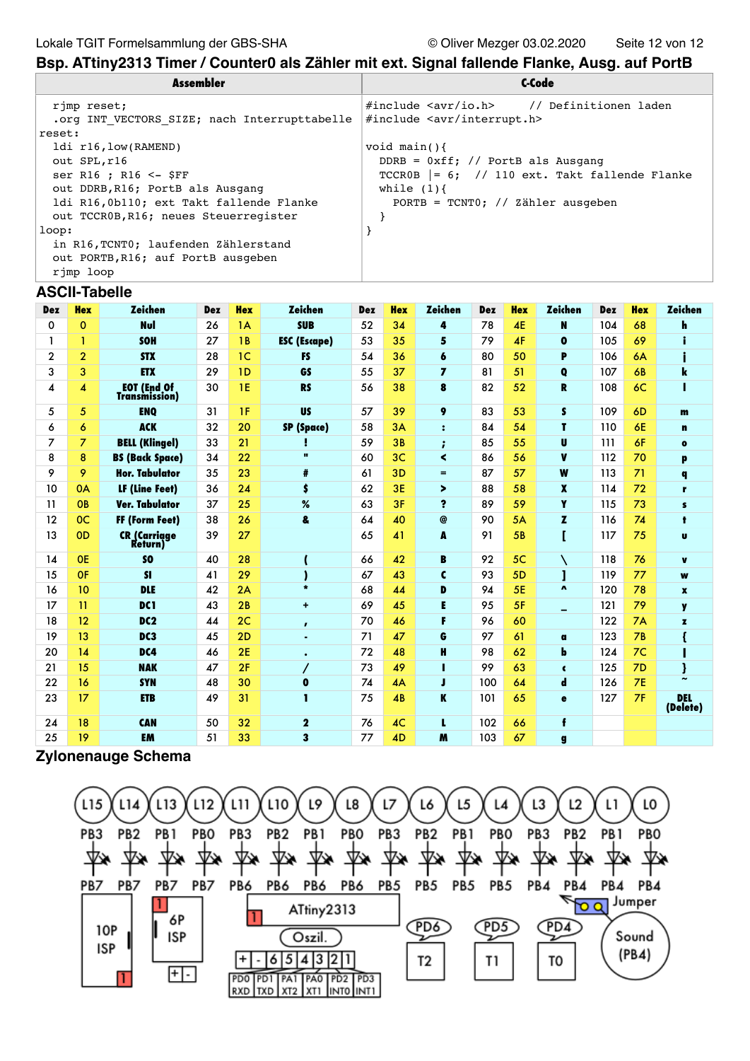## Bsp. ATtiny2313 Timer / Counter0 als Zähler mit ext. Signal fallende Flanke, Ausg. auf PortB

| Assembler | C-Code |
|---|---|
| `rjmp reset;`<br>`.org INT_VECTORS_SIZE; nach Interrupttabelle`<br>`reset:`<br>`ldi r16,low(RAMEND)`<br>`out SPL,r16`<br>`ser R16 ; R16 <- $FF`<br>`out DDRB,R16; PortB als Ausgang`<br>`ldi R16,0b110; ext Takt fallende Flanke`<br>`out TCCR0B,R16; neues Steuerregister`<br>`loop:`<br>`in R16,TCNT0; laufenden Zählerstand`<br>`out PORTB,R16; auf PortB ausgeben`<br>`rjmp loop` | `#include <avr/io.h>     // Definitionen laden`<br>`#include <avr/interrupt.h>`<br><br>`void main(){`<br>`DDRB = 0xff; // PortB als Ausgang`<br>`TCCR0B \|= 6;  // 110 ext. Takt fallende Flanke`<br>`while (1){`<br>`PORTB = TCNT0; // Zähler ausgeben`<br>`}`<br>`}` |

## ASCII-Tabelle

| Dez | Hex | Zeichen | Dez | Hex | Zeichen | Dez | Hex | Zeichen | Dez | Hex | Zeichen | Dez | Hex | Zeichen |
|---|---|---|---|---|---|---|---|---|---|---|---|---|---|---|
| 0 | 0 | Nul | 26 | 1A | SUB | 52 | 34 | 4 | 78 | 4E | N | 104 | 68 | h |
| 1 | 1 | SOH | 27 | 1B | ESC (Escape) | 53 | 35 | 5 | 79 | 4F | O | 105 | 69 | i |
| 2 | 2 | STX | 28 | 1C | FS | 54 | 36 | 6 | 80 | 50 | P | 106 | 6A | j |
| 3 | 3 | ETX | 29 | 1D | GS | 55 | 37 | 7 | 81 | 51 | Q | 107 | 6B | k |
| 4 | 4 | EOT (End Of Transmission) | 30 | 1E | RS | 56 | 38 | 8 | 82 | 52 | R | 108 | 6C | l |
| 5 | 5 | ENQ | 31 | 1F | US | 57 | 39 | 9 | 83 | 53 | S | 109 | 6D | m |
| 6 | 6 | ACK | 32 | 20 | SP (Space) | 58 | 3A | : | 84 | 54 | T | 110 | 6E | n |
| 7 | 7 | BELL (Klingel) | 33 | 21 | ! | 59 | 3B | ; | 85 | 55 | U | 111 | 6F | o |
| 8 | 8 | BS (Back Space) | 34 | 22 | " | 60 | 3C | < | 86 | 56 | V | 112 | 70 | p |
| 9 | 9 | Hor. Tabulator | 35 | 23 | # | 61 | 3D | = | 87 | 57 | W | 113 | 71 | q |
| 10 | 0A | LF (Line Feet) | 36 | 24 | $ | 62 | 3E | > | 88 | 58 | X | 114 | 72 | r |
| 11 | 0B | Ver. Tabulator | 37 | 25 | % | 63 | 3F | ? | 89 | 59 | Y | 115 | 73 | s |
| 12 | 0C | FF (Form Feet) | 38 | 26 | & | 64 | 40 | @ | 90 | 5A | Z | 116 | 74 | t |
| 13 | 0D | CR (Carriage Return) | 39 | 27 | ' | 65 | 41 | A | 91 | 5B | [ | 117 | 75 | u |
| 14 | 0E | SO | 40 | 28 | ( | 66 | 42 | B | 92 | 5C | \ | 118 | 76 | v |
| 15 | 0F | SI | 41 | 29 | ) | 67 | 43 | C | 93 | 5D | ] | 119 | 77 | w |
| 16 | 10 | DLE | 42 | 2A | * | 68 | 44 | D | 94 | 5E | ^ | 120 | 78 | x |
| 17 | 11 | DC1 | 43 | 2B | + | 69 | 45 | E | 95 | 5F | _ | 121 | 79 | y |
| 18 | 12 | DC2 | 44 | 2C | , | 70 | 46 | F | 96 | 60 | ` | 122 | 7A | z |
| 19 | 13 | DC3 | 45 | 2D | - | 71 | 47 | G | 97 | 61 | a | 123 | 7B | { |
| 20 | 14 | DC4 | 46 | 2E | . | 72 | 48 | H | 98 | 62 | b | 124 | 7C | \| |
| 21 | 15 | NAK | 47 | 2F | / | 73 | 49 | I | 99 | 63 | c | 125 | 7D | } |
| 22 | 16 | SYN | 48 | 30 | 0 | 74 | 4A | J | 100 | 64 | d | 126 | 7E | ~ |
| 23 | 17 | ETB | 49 | 31 | 1 | 75 | 4B | K | 101 | 65 | e | 127 | 7F | DEL (Delete) |
| 24 | 18 | CAN | 50 | 32 | 2 | 76 | 4C | L | 102 | 66 | f | | | |
| 25 | 19 | EM | 51 | 33 | 3 | 77 | 4D | M | 103 | 67 | g | | | |

## Zylonenauge Schema

L15 L14 L13 L12 L11 L10 L9 L8 L7 L6 L5 L4 L3 L2 L1 L0

PB3 PB2 PB1 PB0 PB3 PB2 PB1 PB0 PB3 PB2 PB1 PB0 PB3 PB2 PB1 PB0

PB7 PB7 PB7 PB7 PB6 PB6 PB6 PB6 PB5 PB5 PB5 PB5 PB4 PB4 PB4 PB4

10P ISP

6P ISP

ATtiny2313

Oszil.

+ - 6 5 4 3 2 1

PD0 RXD | PD1 TXD | PA1 XT2 | PA0 XT1 | PD2 INT0 | PD3 INT1

PD6 T2

PD5 T1

PD4 T0

Jumper

Sound (PB4)